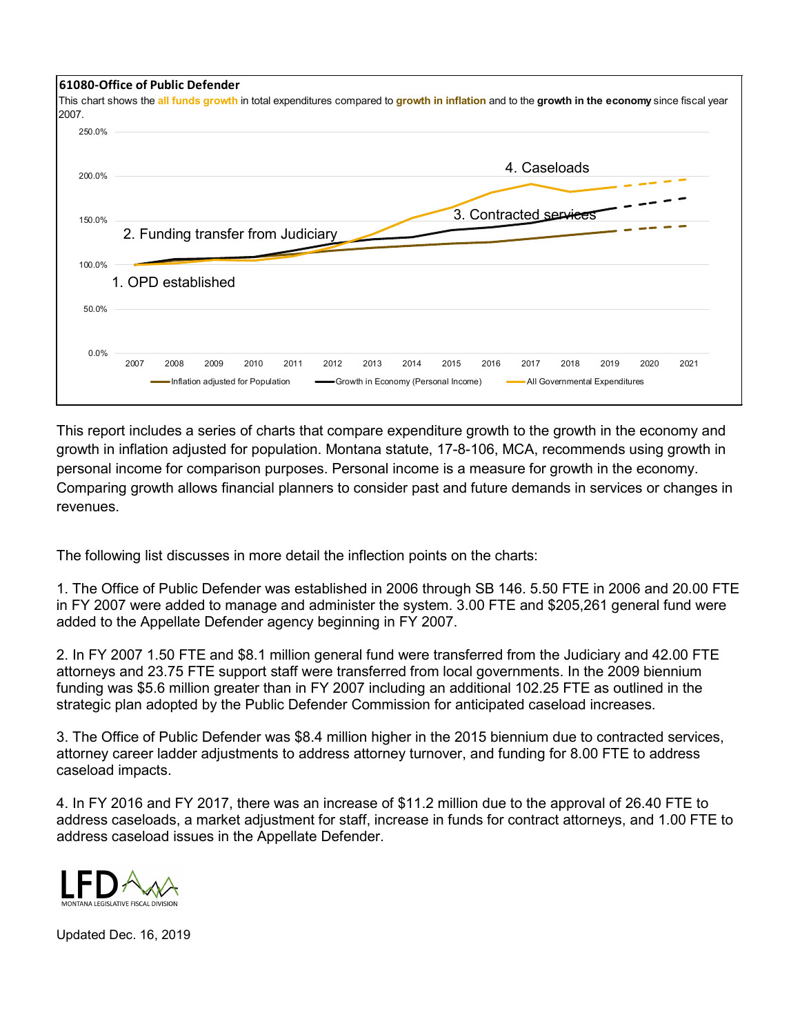**61080-Office of Public Defender**

This chart shows the **all funds growth** in total expenditures compared to **growth in inflation** and to the **growth in the economy** since fiscal year 2007.

This report includes a series of charts that compare expenditure growth to the growth in the economy and growth in inflation adjusted for population. Montana statute, 17-8-106, MCA, recommends using growth in personal income for comparison purposes. Personal income is a measure for growth in the economy. Comparing growth allows financial planners to consider past and future demands in services or changes in revenues.

The following list discusses in more detail the inflection points on the charts:

1. The Office of Public Defender was established in 2006 through SB 146. 5.50 FTE in 2006 and 20.00 FTE in FY 2007 were added to manage and administer the system. 3.00 FTE and $205,261 general fund were added to the Appellate Defender agency beginning in FY 2007.

2. In FY 2007 1.50 FTE and $8.1 million general fund were transferred from the Judiciary and 42.00 FTE attorneys and 23.75 FTE support staff were transferred from local governments. In the 2009 biennium funding was $5.6 million greater than in FY 2007 including an additional 102.25 FTE as outlined in the strategic plan adopted by the Public Defender Commission for anticipated caseload increases.

3. The Office of Public Defender was $8.4 million higher in the 2015 biennium due to contracted services, attorney career ladder adjustments to address attorney turnover, and funding for 8.00 FTE to address caseload impacts.

4. In FY 2016 and FY 2017, there was an increase of $11.2 million due to the approval of 26.40 FTE to address caseloads, a market adjustment for staff, increase in funds for contract attorneys, and 1.00 FTE to address caseload issues in the Appellate Defender.

MONTANA LEGISLATIVE FISCAL DIVISION

Updated Dec. 16, 2019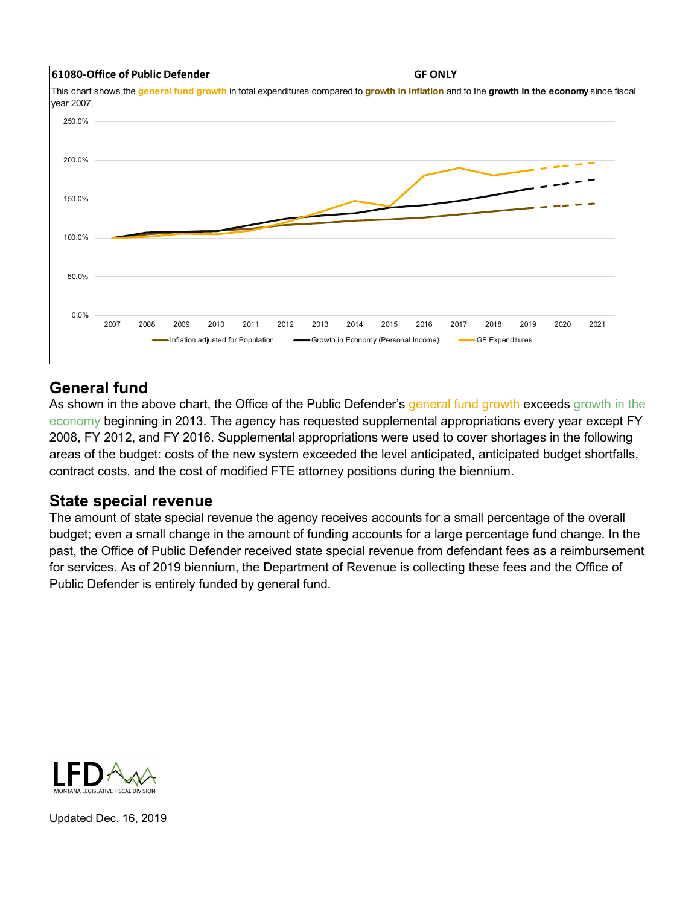**61080-Office of Public Defender** **GF ONLY**

This chart shows the **general fund growth** in total expenditures compared to **growth in inflation** and to the **growth in the economy** since fiscal year 2007.

250.0%
200.0%
150.0%
100.0%
50.0%
0.0%

2007 2008 2009 2010 2011 2012 2013 2014 2015 2016 2017 2018 2019 2020 2021

Inflation adjusted for Population
Growth in Economy (Personal Income)
GF Expenditures

## General fund

As shown in the above chart, the Office of the Public Defender's general fund growth exceeds growth in the economy beginning in 2013. The agency has requested supplemental appropriations every year except FY 2008, FY 2012, and FY 2016. Supplemental appropriations were used to cover shortages in the following areas of the budget: costs of the new system exceeded the level anticipated, anticipated budget shortfalls, contract costs, and the cost of modified FTE attorney positions during the biennium.

## State special revenue

The amount of state special revenue the agency receives accounts for a small percentage of the overall budget; even a small change in the amount of funding accounts for a large percentage fund change. In the past, the Office of Public Defender received state special revenue from defendant fees as a reimbursement for services. As of 2019 biennium, the Department of Revenue is collecting these fees and the Office of Public Defender is entirely funded by general fund.

LFD
MONTANA LEGISLATIVE FISCAL DIVISION

Updated Dec. 16, 2019